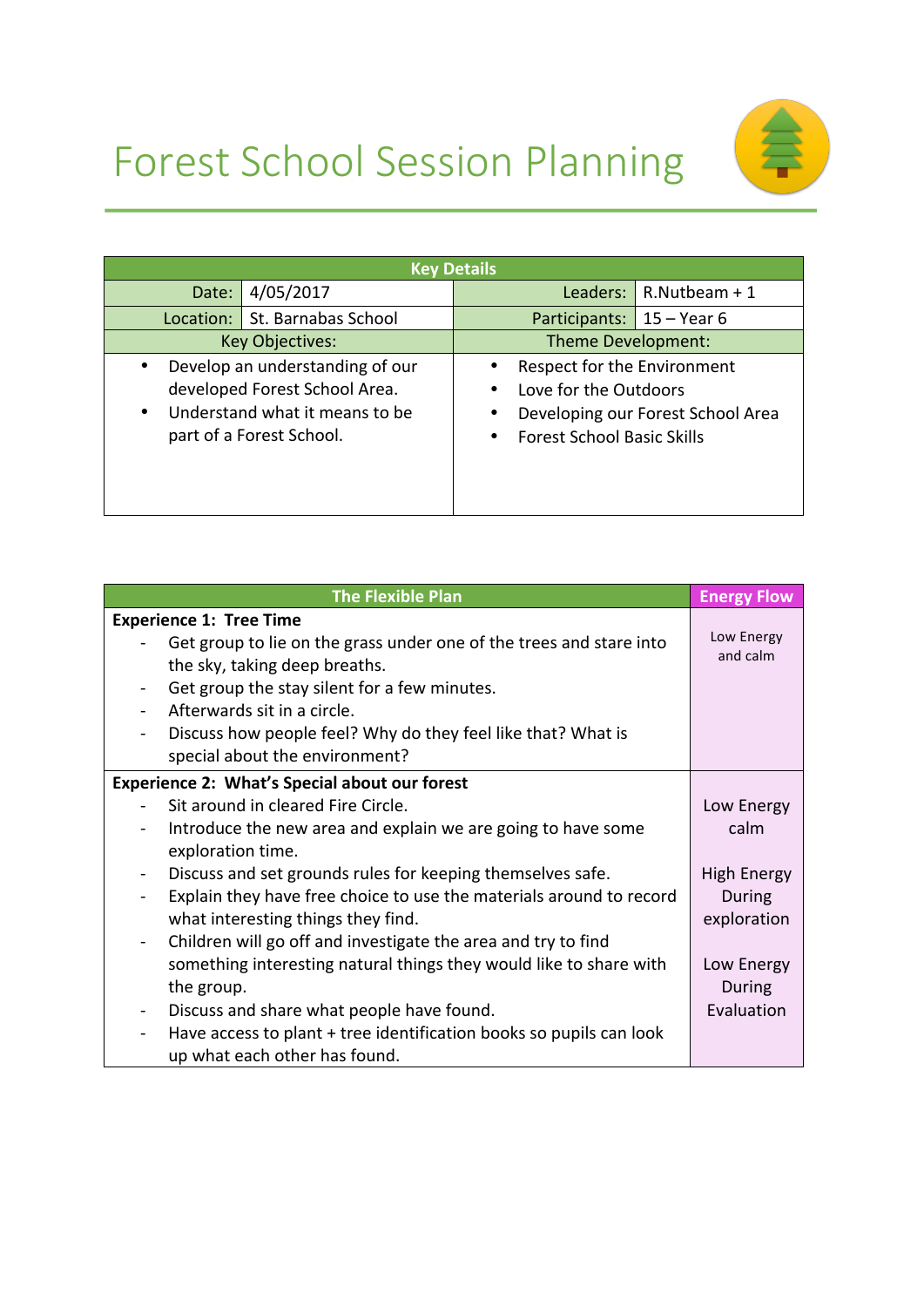# Forest School Session Planning

| Key Details | | | |
|---|---|---|---|
| Date: | 4/05/2017 | Leaders: | R.Nutbeam + 1 |
| Location: | St. Barnabas School | Participants: | 15 – Year 6 |

| Key Objectives: | Theme Development: |
|---|---|
| • Develop an understanding of our developed Forest School Area.<br>• Understand what it means to be part of a Forest School. | • Respect for the Environment<br>• Love for the Outdoors<br>• Developing our Forest School Area<br>• Forest School Basic Skills |

| The Flexible Plan | Energy Flow |
|---|---|
| **Experience 1: Tree Time**<br>- Get group to lie on the grass under one of the trees and stare into the sky, taking deep breaths.<br>- Get group the stay silent for a few minutes.<br>- Afterwards sit in a circle.<br>- Discuss how people feel? Why do they feel like that? What is special about the environment? | Low Energy and calm |
| **Experience 2: What's Special about our forest**<br>- Sit around in cleared Fire Circle.<br>- Introduce the new area and explain we are going to have some exploration time.<br>- Discuss and set grounds rules for keeping themselves safe.<br>- Explain they have free choice to use the materials around to record what interesting things they find.<br>- Children will go off and investigate the area and try to find something interesting natural things they would like to share with the group.<br>- Discuss and share what people have found.<br>- Have access to plant + tree identification books so pupils can look up what each other has found. | Low Energy calm<br><br>High Energy During exploration<br><br>Low Energy During Evaluation |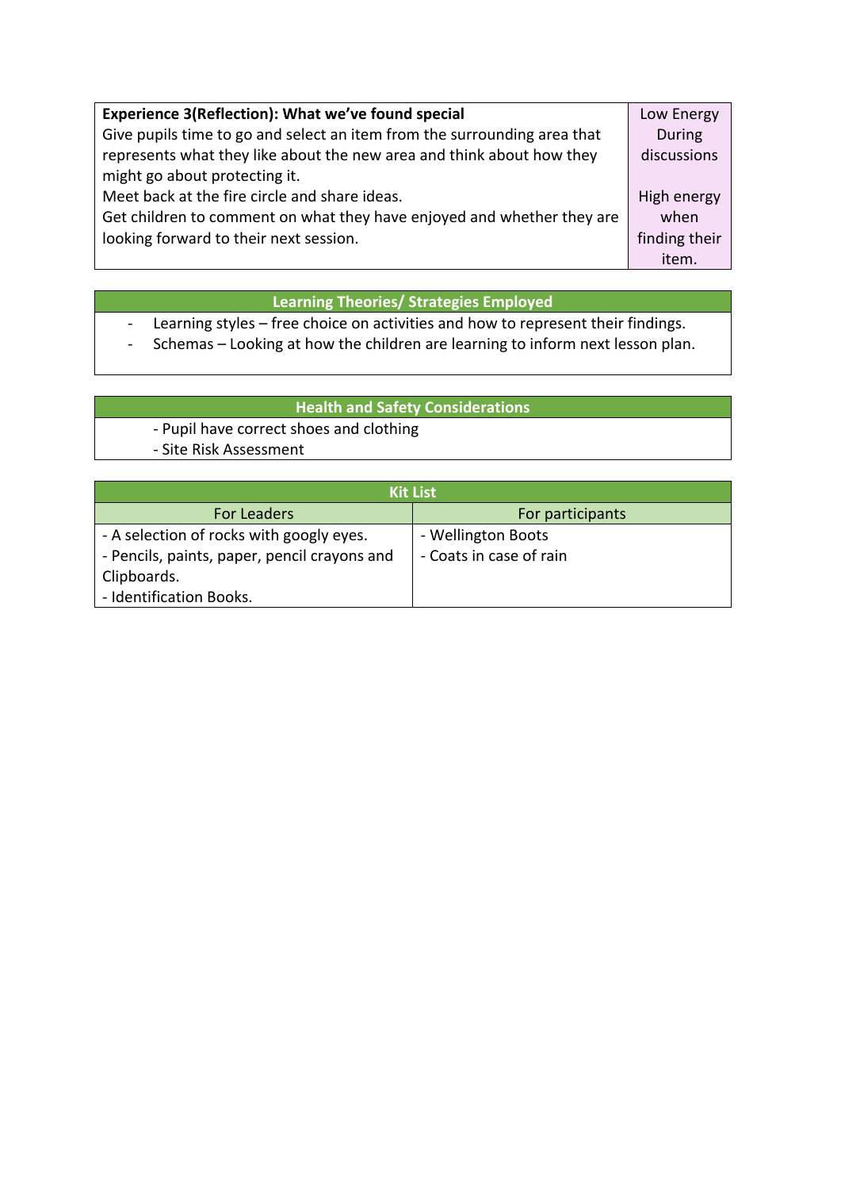| | |
|---|---|
| **Experience 3(Reflection): What we've found special**<br>Give pupils time to go and select an item from the surrounding area that represents what they like about the new area and think about how they might go about protecting it.<br>Meet back at the fire circle and share ideas.<br>Get children to comment on what they have enjoyed and whether they are looking forward to their next session. | Low Energy During discussions<br><br>High energy when finding their item. |

| Learning Theories/ Strategies Employed |
|---|
| - Learning styles – free choice on activities and how to represent their findings.<br>- Schemas – Looking at how the children are learning to inform next lesson plan. |

| Health and Safety Considerations |
|---|
| - Pupil have correct shoes and clothing<br>- Site Risk Assessment |

| Kit List | |
|---|---|
| For Leaders | For participants |
| - A selection of rocks with googly eyes.<br>- Pencils, paints, paper, pencil crayons and Clipboards.<br>- Identification Books. | - Wellington Boots<br>- Coats in case of rain |